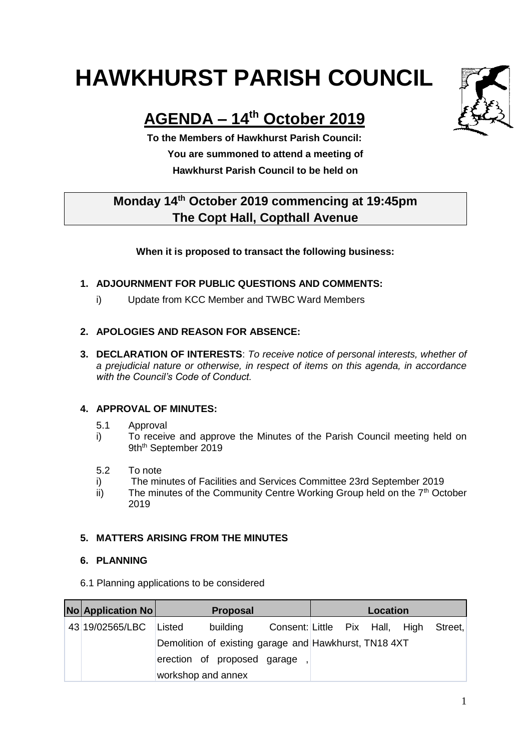# HAWKHURST PARISH COUNCIL

## AGENDA – 14th October 2019

**To the Members of Hawkhurst Parish Council:**
**You are summoned to attend a meeting of**
**Hawkhurst Parish Council to be held on**

**Monday 14th October 2019 commencing at 19:45pm**
**The Copt Hall, Copthall Avenue**

**When it is proposed to transact the following business:**

1. **ADJOURNMENT FOR PUBLIC QUESTIONS AND COMMENTS:**
   i) Update from KCC Member and TWBC Ward Members

2. **APOLOGIES AND REASON FOR ABSENCE:**

3. **DECLARATION OF INTERESTS**: *To receive notice of personal interests, whether of a prejudicial nature or otherwise, in respect of items on this agenda, in accordance with the Council's Code of Conduct.*

4. **APPROVAL OF MINUTES:**

   5.1 Approval
   i) To receive and approve the Minutes of the Parish Council meeting held on 9th September 2019

   5.2 To note
   i) The minutes of Facilities and Services Committee 23rd September 2019
   ii) The minutes of the Community Centre Working Group held on the 7th October 2019

5. **MATTERS ARISING FROM THE MINUTES**

6. **PLANNING**

6.1 Planning applications to be considered

| No | Application No | Proposal | Location |
|---|---|---|---|
| 43 | 19/02565/LBC | Listed building Consent: Demolition of existing garage and erection of proposed garage , workshop and annex | Little Pix Hall, High Street, Hawkhurst, TN18 4XT |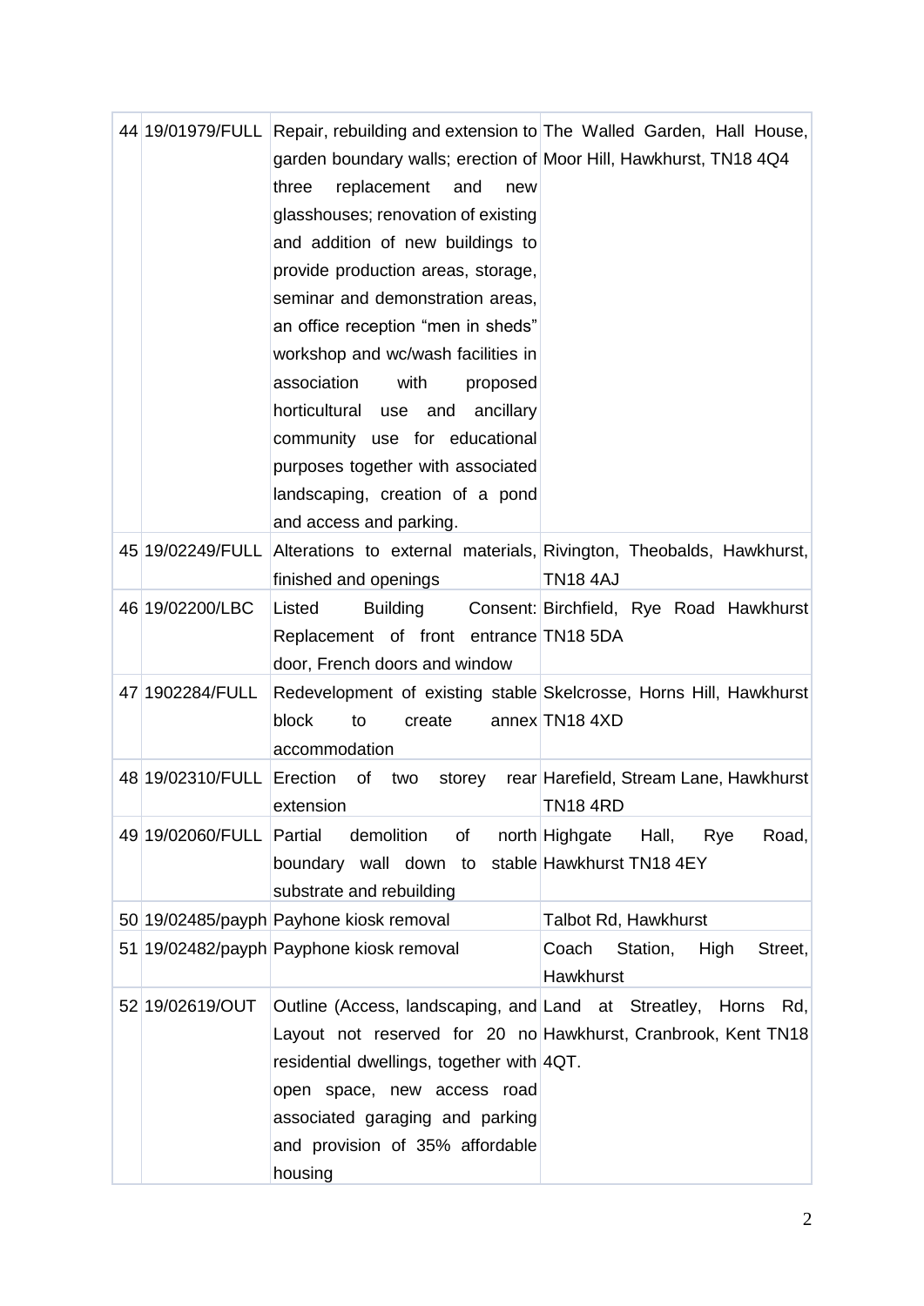| | | | |
|---|---|---|---|
| 44 | 19/01979/FULL | Repair, rebuilding and extension to garden boundary walls; erection of three replacement and new glasshouses; renovation of existing and addition of new buildings to provide production areas, storage, seminar and demonstration areas, an office reception "men in sheds" workshop and wc/wash facilities in association with proposed horticultural use and ancillary community use for educational purposes together with associated landscaping, creation of a pond and access and parking. | The Walled Garden, Hall House, Moor Hill, Hawkhurst, TN18 4Q4 |
| 45 | 19/02249/FULL | Alterations to external materials, finished and openings | Rivington, Theobalds, Hawkhurst, TN18 4AJ |
| 46 | 19/02200/LBC | Listed Building Consent: Replacement of front entrance door, French doors and window | Birchfield, Rye Road Hawkhurst TN18 5DA |
| 47 | 1902284/FULL | Redevelopment of existing stable block to create annex accommodation | Skelcrosse, Horns Hill, Hawkhurst TN18 4XD |
| 48 | 19/02310/FULL | Erection of two storey rear extension | Harefield, Stream Lane, Hawkhurst TN18 4RD |
| 49 | 19/02060/FULL | Partial demolition of north boundary wall down to stable substrate and rebuilding | Highgate Hall, Rye Road, Hawkhurst TN18 4EY |
| 50 | 19/02485/payph | Payphone kiosk removal | Talbot Rd, Hawkhurst |
| 51 | 19/02482/payph | Payphone kiosk removal | Coach Station, High Street, Hawkhurst |
| 52 | 19/02619/OUT | Outline (Access, landscaping, and Layout not reserved for 20 no residential dwellings, together with open space, new access road associated garaging and parking and provision of 35% affordable housing | Land at Streatley, Horns Rd, Hawkhurst, Cranbrook, Kent TN18 4QT. |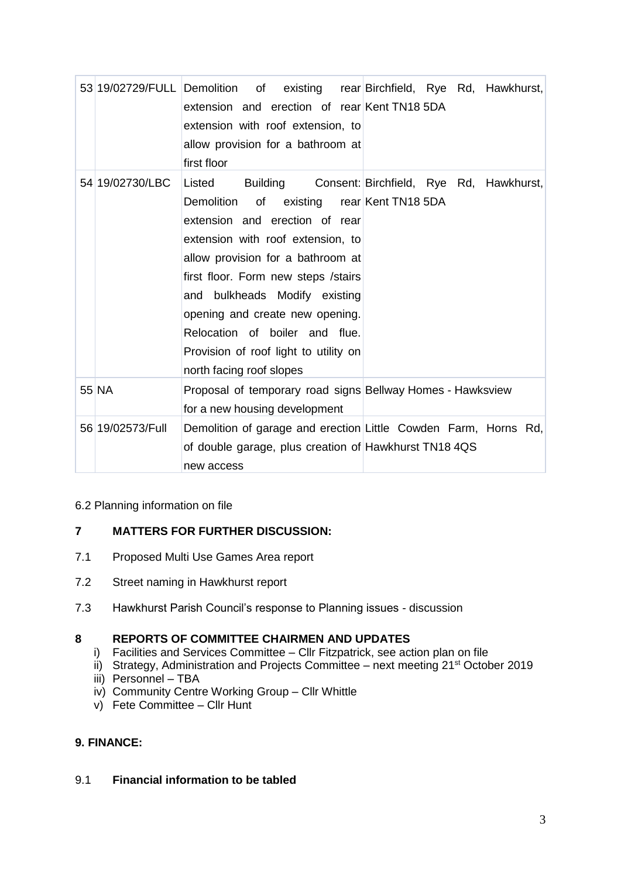| | | | |
|---|---|---|---|
| 53 | 19/02729/FULL | Demolition of existing rear extension and erection of rear extension with roof extension, to allow provision for a bathroom at first floor | Birchfield, Rye Rd, Hawkhurst, Kent TN18 5DA |
| 54 | 19/02730/LBC | Listed Building Consent: Demolition of existing rear extension and erection of rear extension with roof extension, to allow provision for a bathroom at first floor. Form new steps /stairs and bulkheads Modify existing opening and create new opening. Relocation of boiler and flue. Provision of roof light to utility on north facing roof slopes | Birchfield, Rye Rd, Hawkhurst, Kent TN18 5DA |
| 55 | NA | Proposal of temporary road signs for a new housing development | Bellway Homes - Hawksview |
| 56 | 19/02573/Full | Demolition of garage and erection of double garage, plus creation of new access | Little Cowden Farm, Horns Rd, Hawkhurst TN18 4QS |

6.2 Planning information on file

## 7 MATTERS FOR FURTHER DISCUSSION:

7.1 Proposed Multi Use Games Area report

7.2 Street naming in Hawkhurst report

7.3 Hawkhurst Parish Council's response to Planning issues - discussion

## 8 REPORTS OF COMMITTEE CHAIRMEN AND UPDATES

i) Facilities and Services Committee – Cllr Fitzpatrick, see action plan on file
ii) Strategy, Administration and Projects Committee – next meeting 21st October 2019
iii) Personnel – TBA
iv) Community Centre Working Group – Cllr Whittle
v) Fete Committee – Cllr Hunt

## 9. FINANCE:

9.1 **Financial information to be tabled**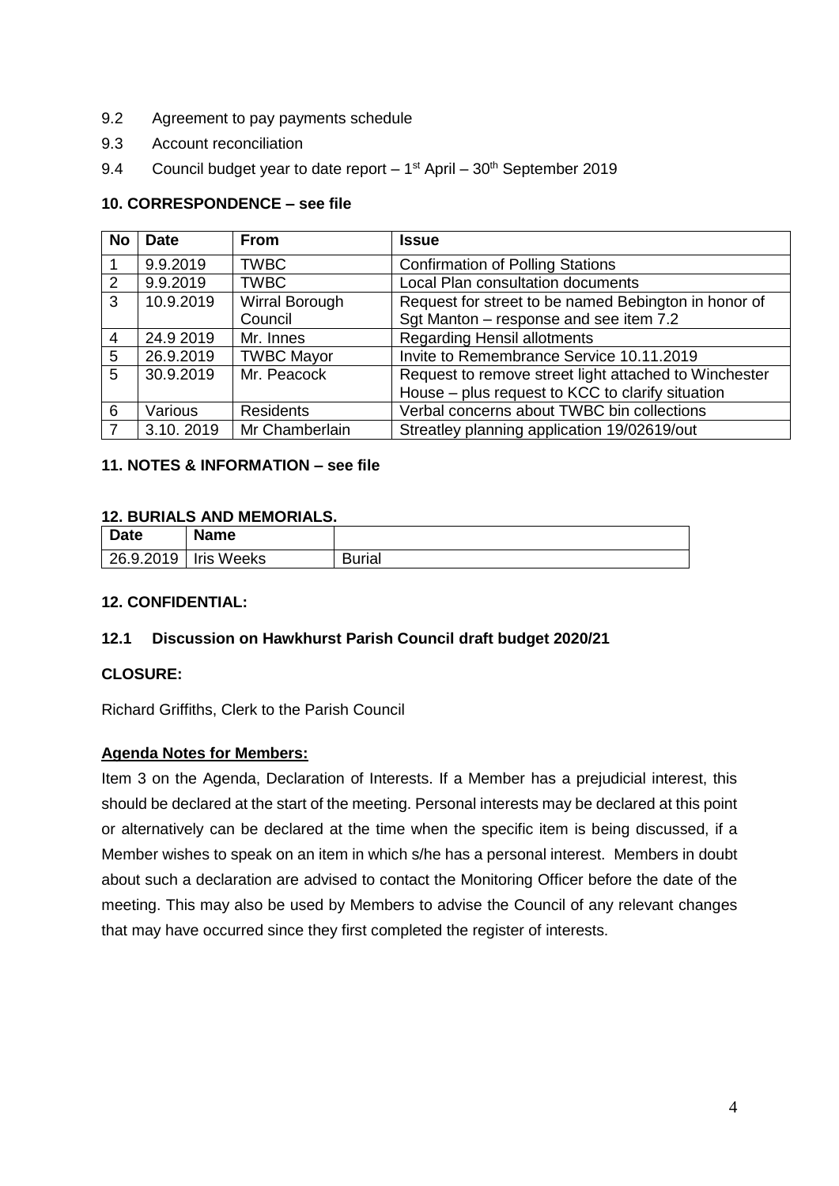9.2 Agreement to pay payments schedule

9.3 Account reconciliation

9.4 Council budget year to date report – 1st April – 30th September 2019

**10. CORRESPONDENCE – see file**

| No | Date | From | Issue |
|---|---|---|---|
| 1 | 9.9.2019 | TWBC | Confirmation of Polling Stations |
| 2 | 9.9.2019 | TWBC | Local Plan consultation documents |
| 3 | 10.9.2019 | Wirral Borough Council | Request for street to be named Bebington in honor of Sgt Manton – response and see item 7.2 |
| 4 | 24.9 2019 | Mr. Innes | Regarding Hensil allotments |
| 5 | 26.9.2019 | TWBC Mayor | Invite to Remembrance Service 10.11.2019 |
| 5 | 30.9.2019 | Mr. Peacock | Request to remove street light attached to Winchester House – plus request to KCC to clarify situation |
| 6 | Various | Residents | Verbal concerns about TWBC bin collections |
| 7 | 3.10. 2019 | Mr Chamberlain | Streatley planning application 19/02619/out |

**11. NOTES & INFORMATION – see file**

**12. BURIALS AND MEMORIALS.**

| Date | Name | |
|---|---|---|
| 26.9.2019 | Iris Weeks | Burial |

**12. CONFIDENTIAL:**

**12.1 Discussion on Hawkhurst Parish Council draft budget 2020/21**

**CLOSURE:**

Richard Griffiths, Clerk to the Parish Council

**Agenda Notes for Members:**

Item 3 on the Agenda, Declaration of Interests. If a Member has a prejudicial interest, this should be declared at the start of the meeting. Personal interests may be declared at this point or alternatively can be declared at the time when the specific item is being discussed, if a Member wishes to speak on an item in which s/he has a personal interest. Members in doubt about such a declaration are advised to contact the Monitoring Officer before the date of the meeting. This may also be used by Members to advise the Council of any relevant changes that may have occurred since they first completed the register of interests.